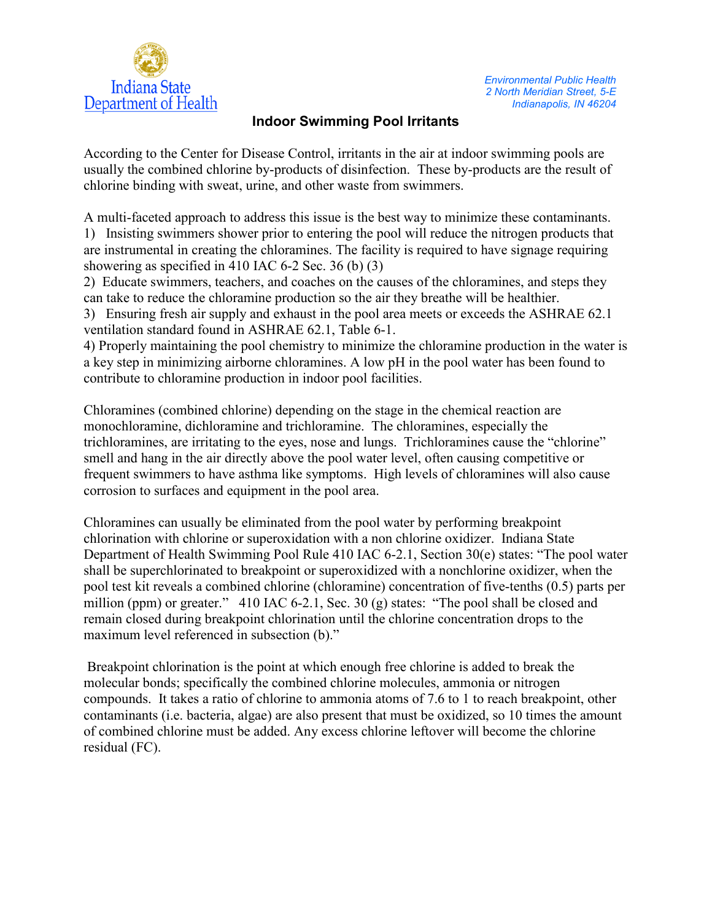Indiana State Department of Health

*Environmental Public Health*
*2 North Meridian Street, 5-E*
*Indianapolis, IN 46204*

## Indoor Swimming Pool Irritants

According to the Center for Disease Control, irritants in the air at indoor swimming pools are usually the combined chlorine by-products of disinfection. These by-products are the result of chlorine binding with sweat, urine, and other waste from swimmers.

A multi-faceted approach to address this issue is the best way to minimize these contaminants.
1) Insisting swimmers shower prior to entering the pool will reduce the nitrogen products that are instrumental in creating the chloramines. The facility is required to have signage requiring showering as specified in 410 IAC 6-2 Sec. 36 (b) (3)
2) Educate swimmers, teachers, and coaches on the causes of the chloramines, and steps they can take to reduce the chloramine production so the air they breathe will be healthier.
3) Ensuring fresh air supply and exhaust in the pool area meets or exceeds the ASHRAE 62.1 ventilation standard found in ASHRAE 62.1, Table 6-1.
4) Properly maintaining the pool chemistry to minimize the chloramine production in the water is a key step in minimizing airborne chloramines. A low pH in the pool water has been found to contribute to chloramine production in indoor pool facilities.

Chloramines (combined chlorine) depending on the stage in the chemical reaction are monochloramine, dichloramine and trichloramine. The chloramines, especially the trichloramines, are irritating to the eyes, nose and lungs. Trichloramines cause the "chlorine" smell and hang in the air directly above the pool water level, often causing competitive or frequent swimmers to have asthma like symptoms. High levels of chloramines will also cause corrosion to surfaces and equipment in the pool area.

Chloramines can usually be eliminated from the pool water by performing breakpoint chlorination with chlorine or superoxidation with a non chlorine oxidizer. Indiana State Department of Health Swimming Pool Rule 410 IAC 6-2.1, Section 30(e) states: "The pool water shall be superchlorinated to breakpoint or superoxidized with a nonchlorine oxidizer, when the pool test kit reveals a combined chlorine (chloramine) concentration of five-tenths (0.5) parts per million (ppm) or greater." 410 IAC 6-2.1, Sec. 30 (g) states: "The pool shall be closed and remain closed during breakpoint chlorination until the chlorine concentration drops to the maximum level referenced in subsection (b)."

Breakpoint chlorination is the point at which enough free chlorine is added to break the molecular bonds; specifically the combined chlorine molecules, ammonia or nitrogen compounds. It takes a ratio of chlorine to ammonia atoms of 7.6 to 1 to reach breakpoint, other contaminants (i.e. bacteria, algae) are also present that must be oxidized, so 10 times the amount of combined chlorine must be added. Any excess chlorine leftover will become the chlorine residual (FC).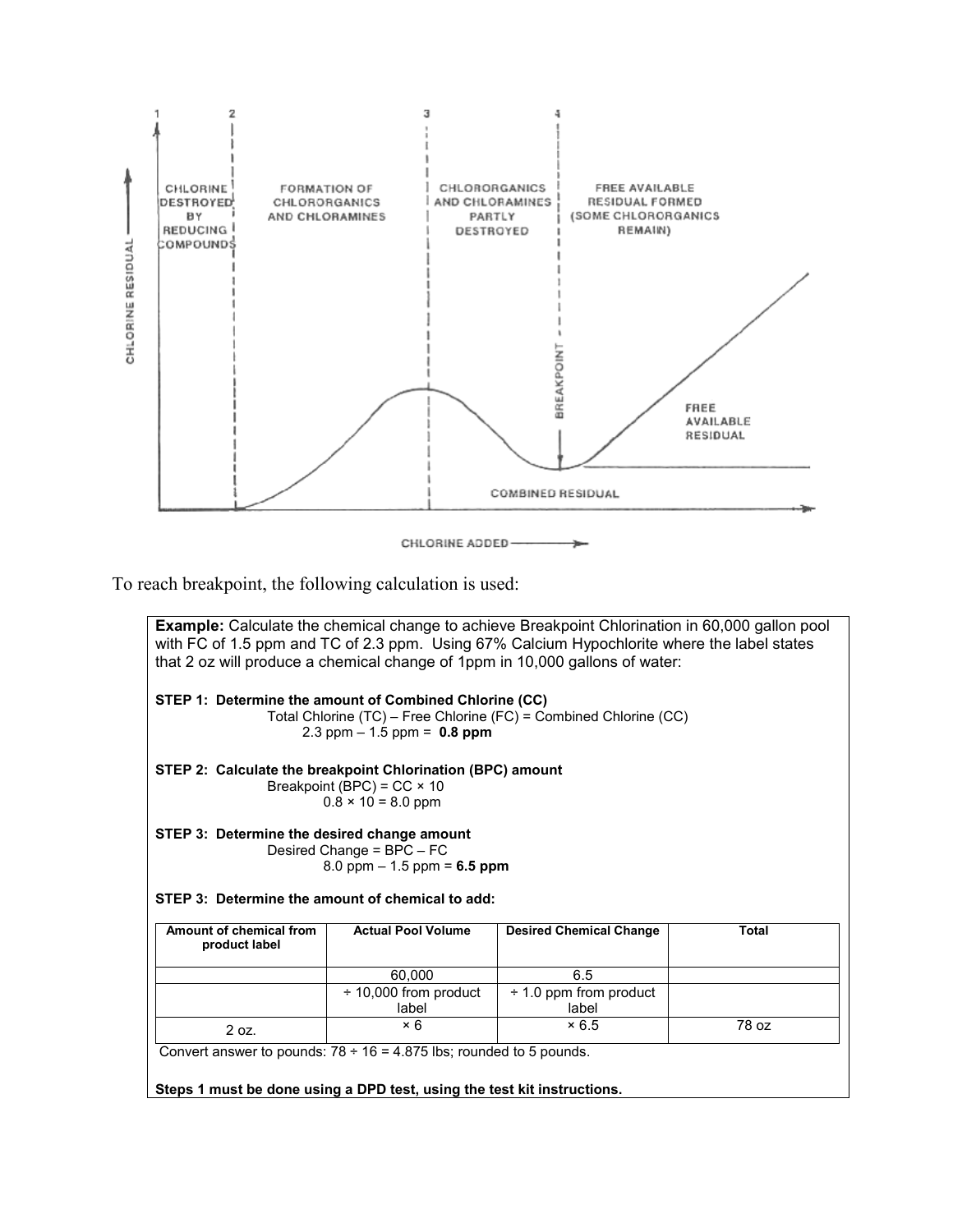To reach breakpoint, the following calculation is used:

**Example:** Calculate the chemical change to achieve Breakpoint Chlorination in 60,000 gallon pool with FC of 1.5 ppm and TC of 2.3 ppm. Using 67% Calcium Hypochlorite where the label states that 2 oz will produce a chemical change of 1ppm in 10,000 gallons of water:

**STEP 1: Determine the amount of Combined Chlorine (CC)**

Total Chlorine (TC) – Free Chlorine (FC) = Combined Chlorine (CC)

2.3 ppm – 1.5 ppm = **0.8 ppm**

**STEP 2: Calculate the breakpoint Chlorination (BPC) amount**

Breakpoint (BPC) = CC × 10

0.8 × 10 = 8.0 ppm

**STEP 3: Determine the desired change amount**

Desired Change = BPC – FC

8.0 ppm – 1.5 ppm = **6.5 ppm**

**STEP 3: Determine the amount of chemical to add:**

| Amount of chemical from product label | Actual Pool Volume | Desired Chemical Change | Total |
|---|---|---|---|
| | 60,000 | 6.5 | |
| | ÷ 10,000 from product label | ÷ 1.0 ppm from product label | |
| 2 oz. | × 6 | × 6.5 | 78 oz |

Convert answer to pounds: 78 ÷ 16 = 4.875 lbs; rounded to 5 pounds.

**Steps 1 must be done using a DPD test, using the test kit instructions.**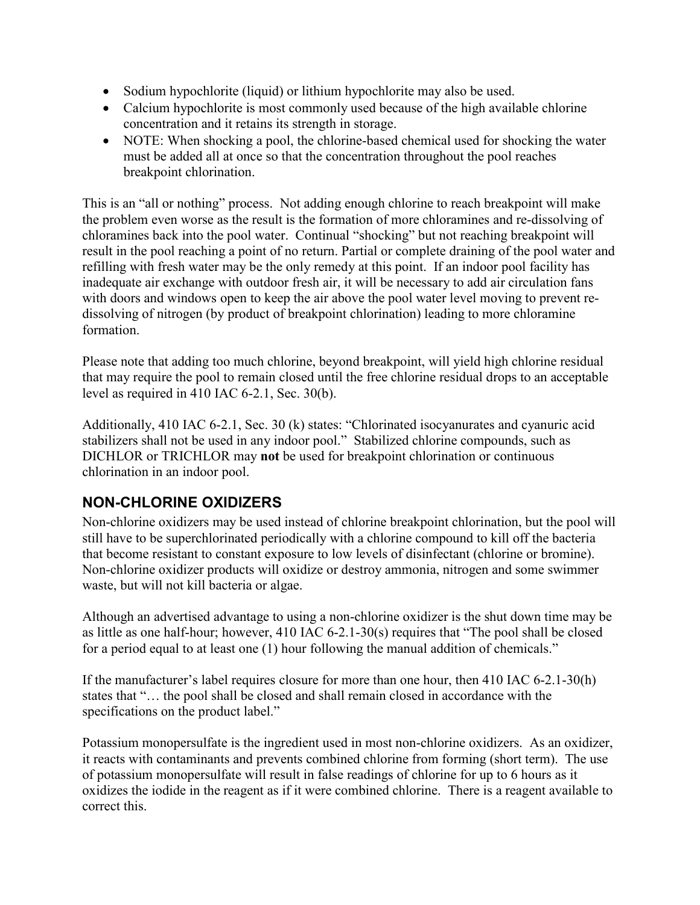- Sodium hypochlorite (liquid) or lithium hypochlorite may also be used.
- Calcium hypochlorite is most commonly used because of the high available chlorine concentration and it retains its strength in storage.
- NOTE: When shocking a pool, the chlorine-based chemical used for shocking the water must be added all at once so that the concentration throughout the pool reaches breakpoint chlorination.

This is an "all or nothing" process. Not adding enough chlorine to reach breakpoint will make the problem even worse as the result is the formation of more chloramines and re-dissolving of chloramines back into the pool water. Continual "shocking" but not reaching breakpoint will result in the pool reaching a point of no return. Partial or complete draining of the pool water and refilling with fresh water may be the only remedy at this point. If an indoor pool facility has inadequate air exchange with outdoor fresh air, it will be necessary to add air circulation fans with doors and windows open to keep the air above the pool water level moving to prevent re-dissolving of nitrogen (by product of breakpoint chlorination) leading to more chloramine formation.

Please note that adding too much chlorine, beyond breakpoint, will yield high chlorine residual that may require the pool to remain closed until the free chlorine residual drops to an acceptable level as required in 410 IAC 6-2.1, Sec. 30(b).

Additionally, 410 IAC 6-2.1, Sec. 30 (k) states: "Chlorinated isocyanurates and cyanuric acid stabilizers shall not be used in any indoor pool." Stabilized chlorine compounds, such as DICHLOR or TRICHLOR may **not** be used for breakpoint chlorination or continuous chlorination in an indoor pool.

## NON-CHLORINE OXIDIZERS

Non-chlorine oxidizers may be used instead of chlorine breakpoint chlorination, but the pool will still have to be superchlorinated periodically with a chlorine compound to kill off the bacteria that become resistant to constant exposure to low levels of disinfectant (chlorine or bromine). Non-chlorine oxidizer products will oxidize or destroy ammonia, nitrogen and some swimmer waste, but will not kill bacteria or algae.

Although an advertised advantage to using a non-chlorine oxidizer is the shut down time may be as little as one half-hour; however, 410 IAC 6-2.1-30(s) requires that "The pool shall be closed for a period equal to at least one (1) hour following the manual addition of chemicals."

If the manufacturer's label requires closure for more than one hour, then 410 IAC 6-2.1-30(h) states that "… the pool shall be closed and shall remain closed in accordance with the specifications on the product label."

Potassium monopersulfate is the ingredient used in most non-chlorine oxidizers. As an oxidizer, it reacts with contaminants and prevents combined chlorine from forming (short term). The use of potassium monopersulfate will result in false readings of chlorine for up to 6 hours as it oxidizes the iodide in the reagent as if it were combined chlorine. There is a reagent available to correct this.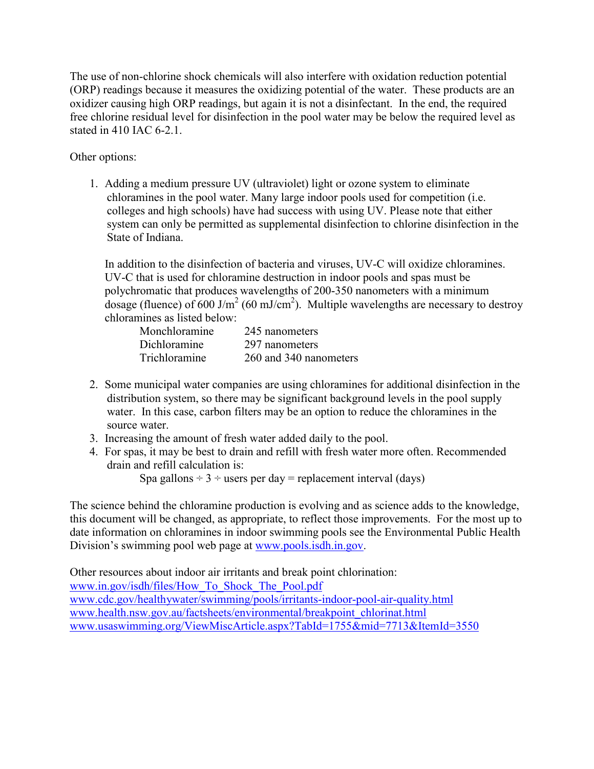The use of non-chlorine shock chemicals will also interfere with oxidation reduction potential (ORP) readings because it measures the oxidizing potential of the water. These products are an oxidizer causing high ORP readings, but again it is not a disinfectant. In the end, the required free chlorine residual level for disinfection in the pool water may be below the required level as stated in 410 IAC 6-2.1.

Other options:

1. Adding a medium pressure UV (ultraviolet) light or ozone system to eliminate chloramines in the pool water. Many large indoor pools used for competition (i.e. colleges and high schools) have had success with using UV. Please note that either system can only be permitted as supplemental disinfection to chlorine disinfection in the State of Indiana.

   In addition to the disinfection of bacteria and viruses, UV-C will oxidize chloramines. UV-C that is used for chloramine destruction in indoor pools and spas must be polychromatic that produces wavelengths of 200-350 nanometers with a minimum dosage (fluence) of 600 $J/m^2$ (60 $mJ/cm^2$). Multiple wavelengths are necessary to destroy chloramines as listed below:

   | | |
   |---|---|
   | Monchloramine | 245 nanometers |
   | Dichloramine | 297 nanometers |
   | Trichloramine | 260 and 340 nanometers |

2. Some municipal water companies are using chloramines for additional disinfection in the distribution system, so there may be significant background levels in the pool supply water. In this case, carbon filters may be an option to reduce the chloramines in the source water.
3. Increasing the amount of fresh water added daily to the pool.
4. For spas, it may be best to drain and refill with fresh water more often. Recommended drain and refill calculation is:

   Spa gallons ÷ 3 ÷ users per day = replacement interval (days)

The science behind the chloramine production is evolving and as science adds to the knowledge, this document will be changed, as appropriate, to reflect those improvements. For the most up to date information on chloramines in indoor swimming pools see the Environmental Public Health Division's swimming pool web page at www.pools.isdh.in.gov.

Other resources about indoor air irritants and break point chlorination:
www.in.gov/isdh/files/How_To_Shock_The_Pool.pdf
www.cdc.gov/healthywater/swimming/pools/irritants-indoor-pool-air-quality.html
www.health.nsw.gov.au/factsheets/environmental/breakpoint_chlorinat.html
www.usaswimming.org/ViewMiscArticle.aspx?TabId=1755&mid=7713&ItemId=3550